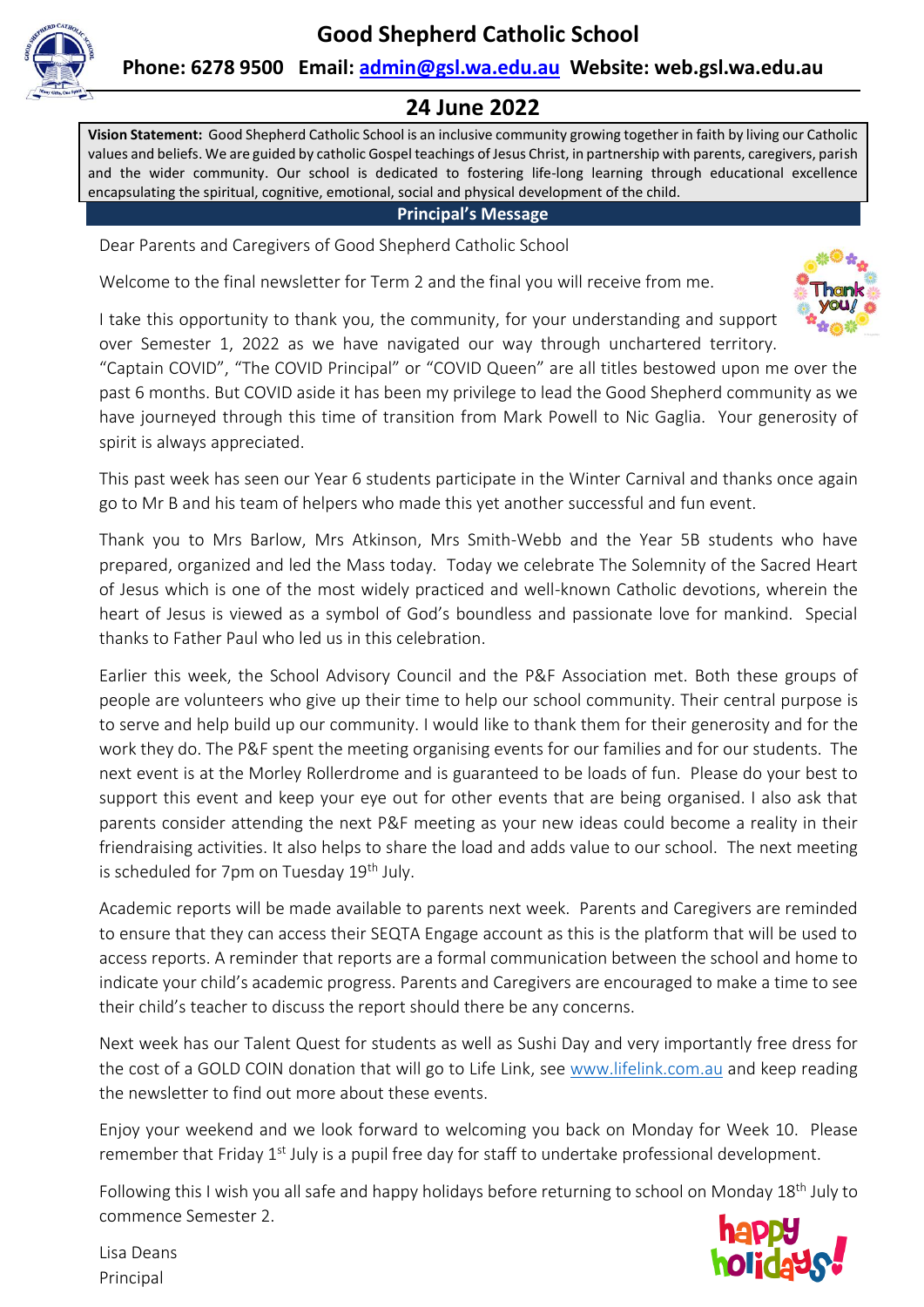# Good Shepherd Catholic School

**Phone: 6278 9500 Email: admin@gsl.wa.edu.au Website: web.gsl.wa.edu.au**

## 24 June 2022

**Vision Statement:** Good Shepherd Catholic School is an inclusive community growing together in faith by living our Catholic values and beliefs. We are guided by catholic Gospel teachings of Jesus Christ, in partnership with parents, caregivers, parish and the wider community. Our school is dedicated to fostering life-long learning through educational excellence encapsulating the spiritual, cognitive, emotional, social and physical development of the child.

## Principal's Message

Dear Parents and Caregivers of Good Shepherd Catholic School

Welcome to the final newsletter for Term 2 and the final you will receive from me.

I take this opportunity to thank you, the community, for your understanding and support over Semester 1, 2022 as we have navigated our way through unchartered territory. "Captain COVID", "The COVID Principal" or "COVID Queen" are all titles bestowed upon me over the past 6 months. But COVID aside it has been my privilege to lead the Good Shepherd community as we have journeyed through this time of transition from Mark Powell to Nic Gaglia. Your generosity of spirit is always appreciated.

This past week has seen our Year 6 students participate in the Winter Carnival and thanks once again go to Mr B and his team of helpers who made this yet another successful and fun event.

Thank you to Mrs Barlow, Mrs Atkinson, Mrs Smith-Webb and the Year 5B students who have prepared, organized and led the Mass today. Today we celebrate The Solemnity of the Sacred Heart of Jesus which is one of the most widely practiced and well-known Catholic devotions, wherein the heart of Jesus is viewed as a symbol of God's boundless and passionate love for mankind. Special thanks to Father Paul who led us in this celebration.

Earlier this week, the School Advisory Council and the P&F Association met. Both these groups of people are volunteers who give up their time to help our school community. Their central purpose is to serve and help build up our community. I would like to thank them for their generosity and for the work they do. The P&F spent the meeting organising events for our families and for our students. The next event is at the Morley Rollerdrome and is guaranteed to be loads of fun. Please do your best to support this event and keep your eye out for other events that are being organised. I also ask that parents consider attending the next P&F meeting as your new ideas could become a reality in their friendraising activities. It also helps to share the load and adds value to our school. The next meeting is scheduled for 7pm on Tuesday 19th July.

Academic reports will be made available to parents next week. Parents and Caregivers are reminded to ensure that they can access their SEQTA Engage account as this is the platform that will be used to access reports. A reminder that reports are a formal communication between the school and home to indicate your child's academic progress. Parents and Caregivers are encouraged to make a time to see their child's teacher to discuss the report should there be any concerns.

Next week has our Talent Quest for students as well as Sushi Day and very importantly free dress for the cost of a GOLD COIN donation that will go to Life Link, see www.lifelink.com.au and keep reading the newsletter to find out more about these events.

Enjoy your weekend and we look forward to welcoming you back on Monday for Week 10. Please remember that Friday 1st July is a pupil free day for staff to undertake professional development.

Following this I wish you all safe and happy holidays before returning to school on Monday 18th July to commence Semester 2.

Lisa Deans
Principal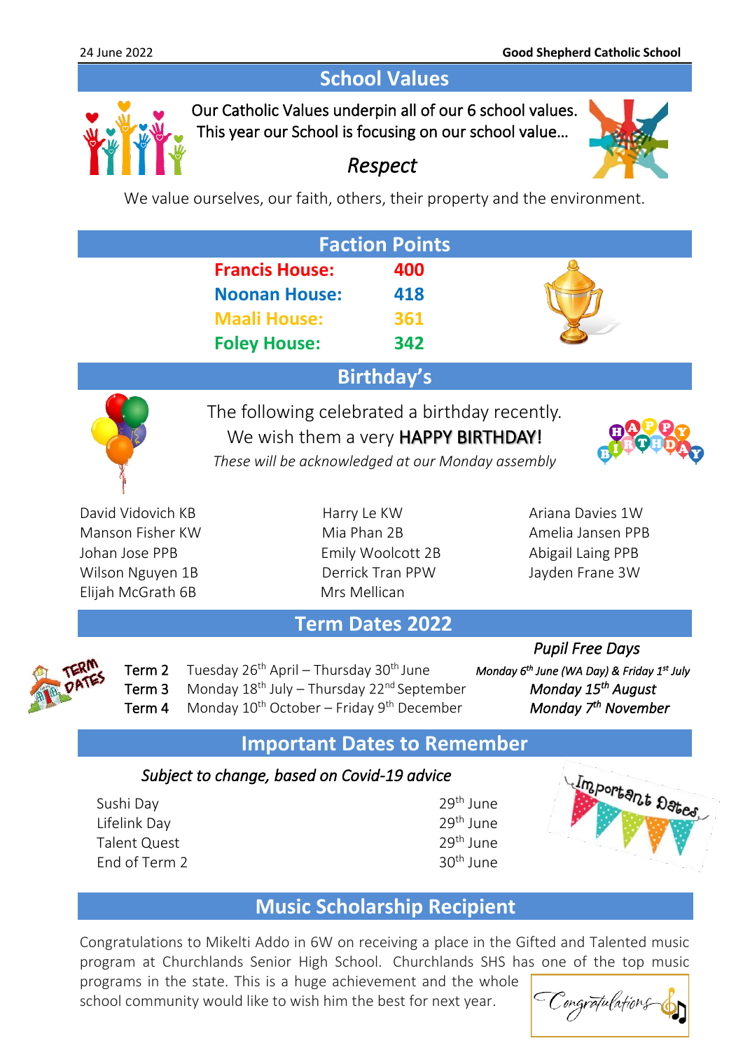## School Values

Our Catholic Values underpin all of our 6 school values.
This year our School is focusing on our school value…

*Respect*

We value ourselves, our faith, others, their property and the environment.

## Faction Points

| House | Points |
|---|---|
| **Francis House:** | **400** |
| **Noonan House:** | **418** |
| **Maali House:** | **361** |
| **Foley House:** | **342** |

## Birthday's

The following celebrated a birthday recently.
We wish them a very HAPPY BIRTHDAY!
*These will be acknowledged at our Monday assembly*

- David Vidovich KB
- Manson Fisher KW
- Johan Jose PPB
- Wilson Nguyen 1B
- Elijah McGrath 6B
- Harry Le KW
- Mia Phan 2B
- Emily Woolcott 2B
- Derrick Tran PPW
- Mrs Mellican
- Ariana Davies 1W
- Amelia Jansen PPB
- Abigail Laing PPB
- Jayden Frane 3W

## Term Dates 2022

| Term | Dates |
|---|---|
| Term 2 | Tuesday 26th April – Thursday 30th June |
| Term 3 | Monday 18th July – Thursday 22nd September |
| Term 4 | Monday 10th October – Friday 9th December |

*Pupil Free Days*

- *Monday 6th June (WA Day) & Friday 1st July*
- *Monday 15th August*
- *Monday 7th November*

## Important Dates to Remember

*Subject to change, based on Covid-19 advice*

| Event | Date |
|---|---|
| Sushi Day | 29th June |
| Lifelink Day | 29th June |
| Talent Quest | 29th June |
| End of Term 2 | 30th June |

## Music Scholarship Recipient

Congratulations to Mikelti Addo in 6W on receiving a place in the Gifted and Talented music program at Churchlands Senior High School. Churchlands SHS has one of the top music programs in the state. This is a huge achievement and the whole school community would like to wish him the best for next year.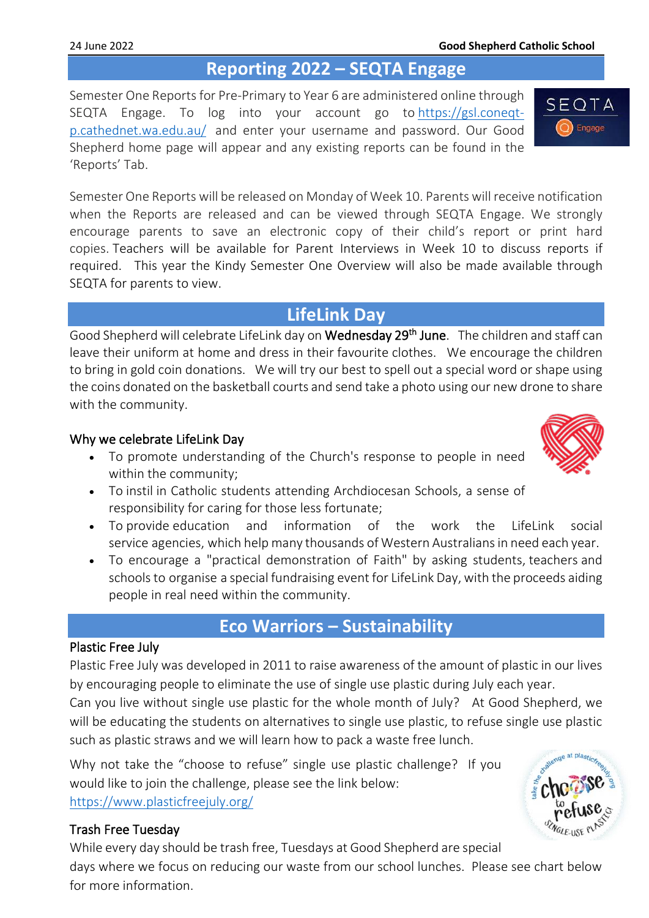## Reporting 2022 – SEQTA Engage

Semester One Reports for Pre-Primary to Year 6 are administered online through SEQTA Engage. To log into your account go to https://gsl.coneqt-p.cathednet.wa.edu.au/ and enter your username and password. Our Good Shepherd home page will appear and any existing reports can be found in the 'Reports' Tab.

Semester One Reports will be released on Monday of Week 10. Parents will receive notification when the Reports are released and can be viewed through SEQTA Engage. We strongly encourage parents to save an electronic copy of their child's report or print hard copies. Teachers will be available for Parent Interviews in Week 10 to discuss reports if required. This year the Kindy Semester One Overview will also be made available through SEQTA for parents to view.

## LifeLink Day

Good Shepherd will celebrate LifeLink day on **Wednesday 29th June**. The children and staff can leave their uniform at home and dress in their favourite clothes. We encourage the children to bring in gold coin donations. We will try our best to spell out a special word or shape using the coins donated on the basketball courts and send take a photo using our new drone to share with the community.

### Why we celebrate LifeLink Day

- To promote understanding of the Church's response to people in need within the community;
- To instil in Catholic students attending Archdiocesan Schools, a sense of responsibility for caring for those less fortunate;
- To provide education and information of the work the LifeLink social service agencies, which help many thousands of Western Australians in need each year.
- To encourage a "practical demonstration of Faith" by asking students, teachers and schools to organise a special fundraising event for LifeLink Day, with the proceeds aiding people in real need within the community.

## Eco Warriors – Sustainability

### Plastic Free July

Plastic Free July was developed in 2011 to raise awareness of the amount of plastic in our lives by encouraging people to eliminate the use of single use plastic during July each year.
Can you live without single use plastic for the whole month of July? At Good Shepherd, we will be educating the students on alternatives to single use plastic, to refuse single use plastic such as plastic straws and we will learn how to pack a waste free lunch.

Why not take the "choose to refuse" single use plastic challenge? If you would like to join the challenge, please see the link below:
https://www.plasticfreejuly.org/

### Trash Free Tuesday

While every day should be trash free, Tuesdays at Good Shepherd are special days where we focus on reducing our waste from our school lunches. Please see chart below for more information.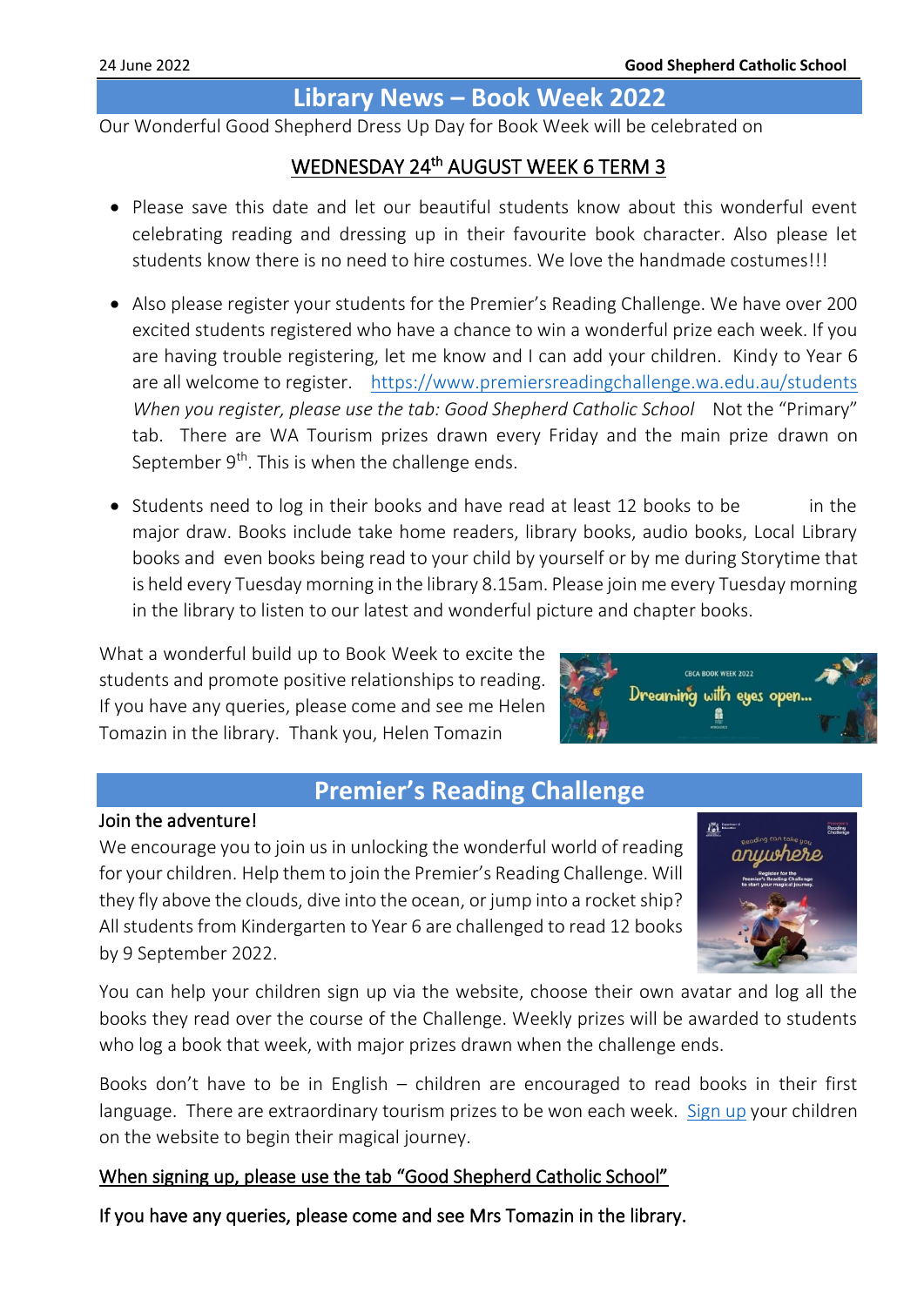## Library News – Book Week 2022

Our Wonderful Good Shepherd Dress Up Day for Book Week will be celebrated on

<u>WEDNESDAY 24th AUGUST WEEK 6 TERM 3</u>

- Please save this date and let our beautiful students know about this wonderful event celebrating reading and dressing up in their favourite book character. Also please let students know there is no need to hire costumes. We love the handmade costumes!!!
- Also please register your students for the Premier's Reading Challenge. We have over 200 excited students registered who have a chance to win a wonderful prize each week. If you are having trouble registering, let me know and I can add your children. Kindy to Year 6 are all welcome to register. https://www.premiersreadingchallenge.wa.edu.au/students *When you register, please use the tab: Good Shepherd Catholic School* Not the "Primary" tab. There are WA Tourism prizes drawn every Friday and the main prize drawn on September 9th. This is when the challenge ends.
- Students need to log in their books and have read at least 12 books to be in the major draw. Books include take home readers, library books, audio books, Local Library books and even books being read to your child by yourself or by me during Storytime that is held every Tuesday morning in the library 8.15am. Please join me every Tuesday morning in the library to listen to our latest and wonderful picture and chapter books.

What a wonderful build up to Book Week to excite the students and promote positive relationships to reading. If you have any queries, please come and see me Helen Tomazin in the library. Thank you, Helen Tomazin

## Premier's Reading Challenge

Join the adventure!

We encourage you to join us in unlocking the wonderful world of reading for your children. Help them to join the Premier's Reading Challenge. Will they fly above the clouds, dive into the ocean, or jump into a rocket ship? All students from Kindergarten to Year 6 are challenged to read 12 books by 9 September 2022.

You can help your children sign up via the website, choose their own avatar and log all the books they read over the course of the Challenge. Weekly prizes will be awarded to students who log a book that week, with major prizes drawn when the challenge ends.

Books don't have to be in English – children are encouraged to read books in their first language. There are extraordinary tourism prizes to be won each week. Sign up your children on the website to begin their magical journey.

<u>When signing up, please use the tab "Good Shepherd Catholic School"</u>

If you have any queries, please come and see Mrs Tomazin in the library.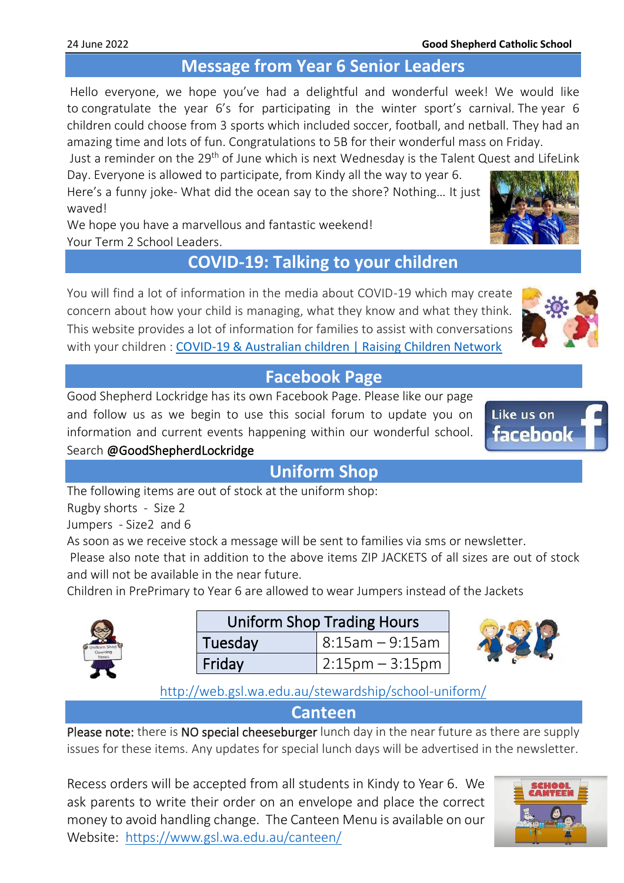## Message from Year 6 Senior Leaders

Hello everyone, we hope you've had a delightful and wonderful week! We would like to congratulate the year 6's for participating in the winter sport's carnival. The year 6 children could choose from 3 sports which included soccer, football, and netball. They had an amazing time and lots of fun. Congratulations to 5B for their wonderful mass on Friday.

Just a reminder on the 29th of June which is next Wednesday is the Talent Quest and LifeLink Day. Everyone is allowed to participate, from Kindy all the way to year 6.

Here's a funny joke- What did the ocean say to the shore? Nothing… It just waved!

We hope you have a marvellous and fantastic weekend!

Your Term 2 School Leaders.

## COVID-19: Talking to your children

You will find a lot of information in the media about COVID-19 which may create concern about how your child is managing, what they know and what they think. This website provides a lot of information for families to assist with conversations with your children : [COVID-19 & Australian children | Raising Children Network]

## Facebook Page

Good Shepherd Lockridge has its own Facebook Page. Please like our page and follow us as we begin to use this social forum to update you on information and current events happening within our wonderful school. Search @GoodShepherdLockridge

## Uniform Shop

The following items are out of stock at the uniform shop:

Rugby shorts - Size 2

Jumpers - Size2 and 6

As soon as we receive stock a message will be sent to families via sms or newsletter.

Please also note that in addition to the above items ZIP JACKETS of all sizes are out of stock and will not be available in the near future.

Children in PrePrimary to Year 6 are allowed to wear Jumpers instead of the Jackets

| Uniform Shop Trading Hours | |
|---|---|
| Tuesday | 8:15am – 9:15am |
| Friday | 2:15pm – 3:15pm |

http://web.gsl.wa.edu.au/stewardship/school-uniform/

## Canteen

**Please note:** there is **NO special cheeseburger** lunch day in the near future as there are supply issues for these items. Any updates for special lunch days will be advertised in the newsletter.

Recess orders will be accepted from all students in Kindy to Year 6. We ask parents to write their order on an envelope and place the correct money to avoid handling change. The Canteen Menu is available on our Website: https://www.gsl.wa.edu.au/canteen/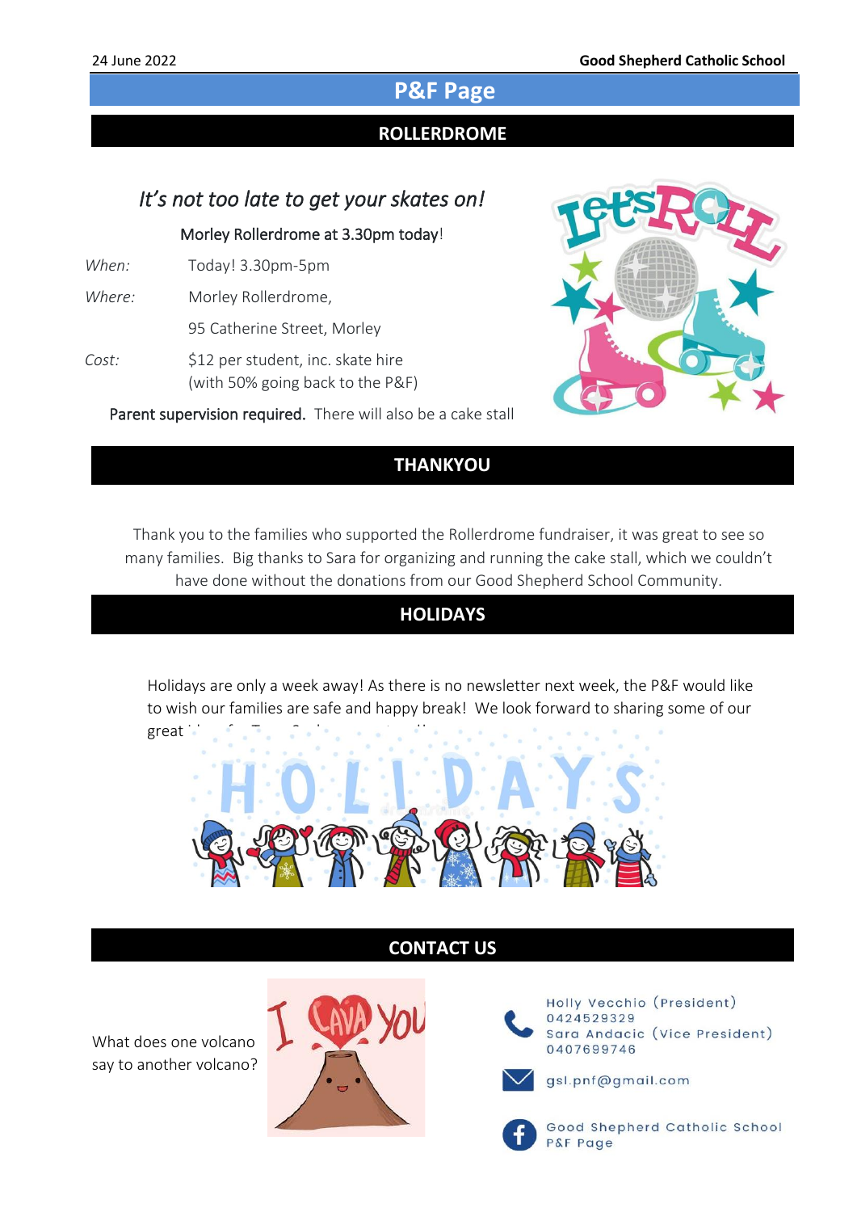# P&F Page

## ROLLERDROME

*It's not too late to get your skates on!*

Morley Rollerdrome at 3.30pm today!

*When:* Today! 3.30pm-5pm

*Where:* Morley Rollerdrome, 95 Catherine Street, Morley

*Cost:* $12 per student, inc. skate hire (with 50% going back to the P&F)

**Parent supervision required.** There will also be a cake stall

## THANKYOU

Thank you to the families who supported the Rollerdrome fundraiser, it was great to see so many families. Big thanks to Sara for organizing and running the cake stall, which we couldn't have done without the donations from our Good Shepherd School Community.

## HOLIDAYS

Holidays are only a week away! As there is no newsletter next week, the P&F would like to wish our families are safe and happy break! We look forward to sharing some of our great

## CONTACT US

What does one volcano say to another volcano?

Holly Vecchio (President)
0424529329
Sara Andacic (Vice President)
0407699746

gsl.pnf@gmail.com

Good Shepherd Catholic School P&F Page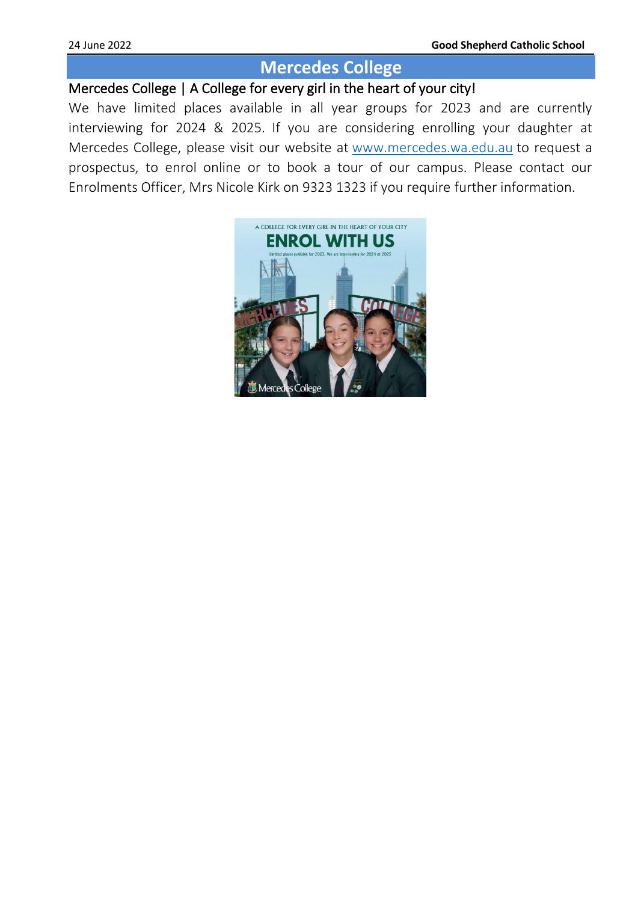# Mercedes College

## Mercedes College | A College for every girl in the heart of your city!

We have limited places available in all year groups for 2023 and are currently interviewing for 2024 & 2025. If you are considering enrolling your daughter at Mercedes College, please visit our website at [www.mercedes.wa.edu.au](http://www.mercedes.wa.edu.au) to request a prospectus, to enrol online or to book a tour of our campus. Please contact our Enrolments Officer, Mrs Nicole Kirk on 9323 1323 if you require further information.